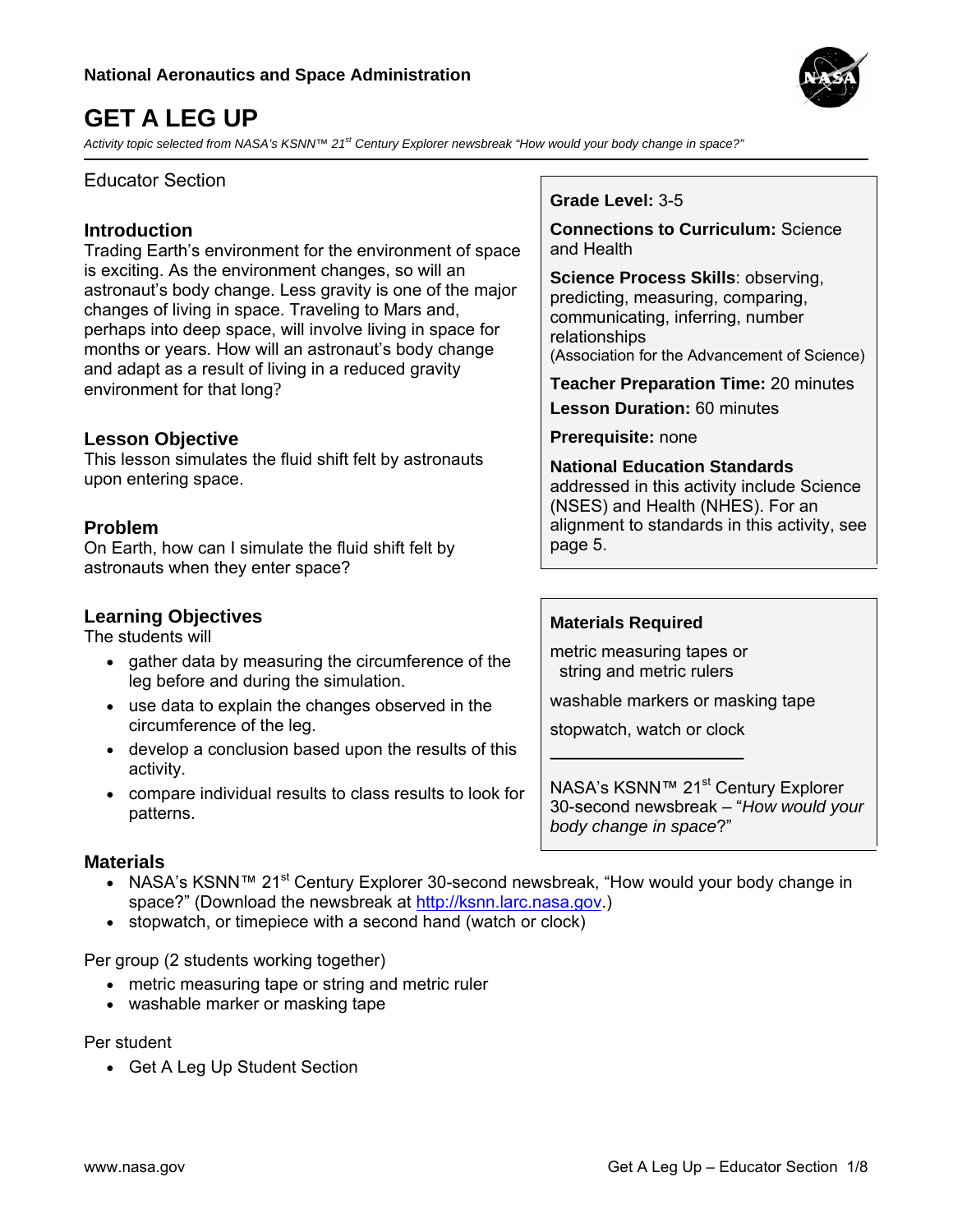National Aeronautics and Space Administration

# GET A LEG UP

*Activity topic selected from NASA's KSNN™ 21st Century Explorer newsbreak "How would your body change in space?"*

Educator Section

## Introduction

Trading Earth's environment for the environment of space is exciting. As the environment changes, so will an astronaut's body change. Less gravity is one of the major changes of living in space. Traveling to Mars and, perhaps into deep space, will involve living in space for months or years. How will an astronaut's body change and adapt as a result of living in a reduced gravity environment for that long?

## Lesson Objective

This lesson simulates the fluid shift felt by astronauts upon entering space.

## Problem

On Earth, how can I simulate the fluid shift felt by astronauts when they enter space?

## Learning Objectives

The students will

- gather data by measuring the circumference of the leg before and during the simulation.
- use data to explain the changes observed in the circumference of the leg.
- develop a conclusion based upon the results of this activity.
- compare individual results to class results to look for patterns.

**Grade Level:** 3-5

**Connections to Curriculum:** Science and Health

**Science Process Skills**: observing, predicting, measuring, comparing, communicating, inferring, number relationships
(Association for the Advancement of Science)

**Teacher Preparation Time:** 20 minutes

**Lesson Duration:** 60 minutes

**Prerequisite:** none

**National Education Standards** addressed in this activity include Science (NSES) and Health (NHES). For an alignment to standards in this activity, see page 5.

**Materials Required**

metric measuring tapes or string and metric rulers

washable markers or masking tape

stopwatch, watch or clock

NASA's KSNN™ 21st Century Explorer 30-second newsbreak – "*How would your body change in space*?"

## Materials

- NASA's KSNN™ 21st Century Explorer 30-second newsbreak, "How would your body change in space?" (Download the newsbreak at http://ksnn.larc.nasa.gov.)
- stopwatch, or timepiece with a second hand (watch or clock)

Per group (2 students working together)

- metric measuring tape or string and metric ruler
- washable marker or masking tape

Per student

- Get A Leg Up Student Section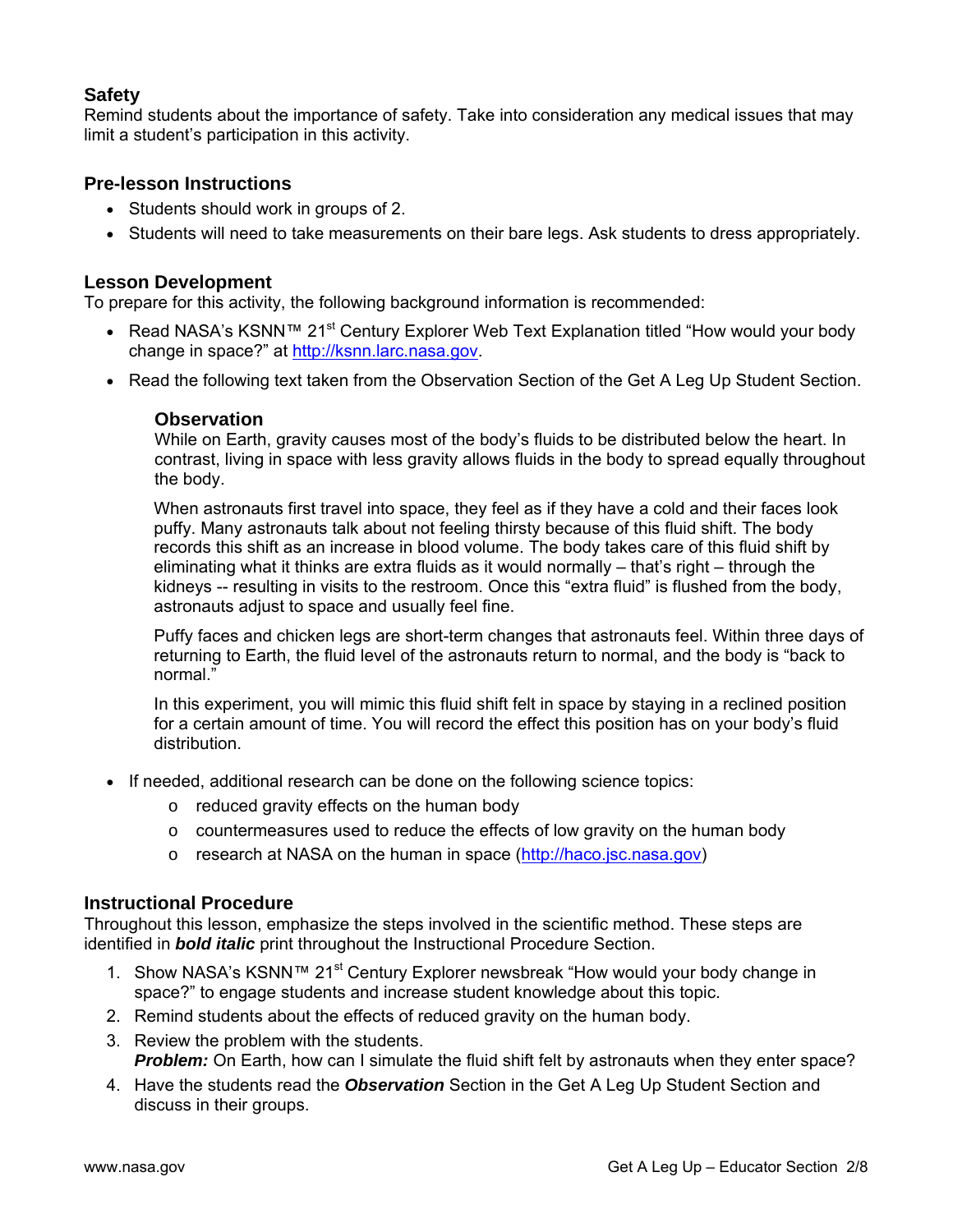## Safety

Remind students about the importance of safety. Take into consideration any medical issues that may limit a student's participation in this activity.

## Pre-lesson Instructions

- Students should work in groups of 2.
- Students will need to take measurements on their bare legs. Ask students to dress appropriately.

## Lesson Development

To prepare for this activity, the following background information is recommended:

- Read NASA's KSNN™ 21st Century Explorer Web Text Explanation titled "How would your body change in space?" at http://ksnn.larc.nasa.gov.
- Read the following text taken from the Observation Section of the Get A Leg Up Student Section.

> ### Observation
>
> While on Earth, gravity causes most of the body's fluids to be distributed below the heart. In contrast, living in space with less gravity allows fluids in the body to spread equally throughout the body.
>
> When astronauts first travel into space, they feel as if they have a cold and their faces look puffy. Many astronauts talk about not feeling thirsty because of this fluid shift. The body records this shift as an increase in blood volume. The body takes care of this fluid shift by eliminating what it thinks are extra fluids as it would normally – that's right – through the kidneys -- resulting in visits to the restroom. Once this "extra fluid" is flushed from the body, astronauts adjust to space and usually feel fine.
>
> Puffy faces and chicken legs are short-term changes that astronauts feel. Within three days of returning to Earth, the fluid level of the astronauts return to normal, and the body is "back to normal."
>
> In this experiment, you will mimic this fluid shift felt in space by staying in a reclined position for a certain amount of time. You will record the effect this position has on your body's fluid distribution.

- If needed, additional research can be done on the following science topics:
  - reduced gravity effects on the human body
  - countermeasures used to reduce the effects of low gravity on the human body
  - research at NASA on the human in space (http://haco.jsc.nasa.gov)

## Instructional Procedure

Throughout this lesson, emphasize the steps involved in the scientific method. These steps are identified in ***bold italic*** print throughout the Instructional Procedure Section.

1. Show NASA's KSNN™ 21st Century Explorer newsbreak "How would your body change in space?" to engage students and increase student knowledge about this topic.
2. Remind students about the effects of reduced gravity on the human body.
3. Review the problem with the students.
   ***Problem:*** On Earth, how can I simulate the fluid shift felt by astronauts when they enter space?
4. Have the students read the ***Observation*** Section in the Get A Leg Up Student Section and discuss in their groups.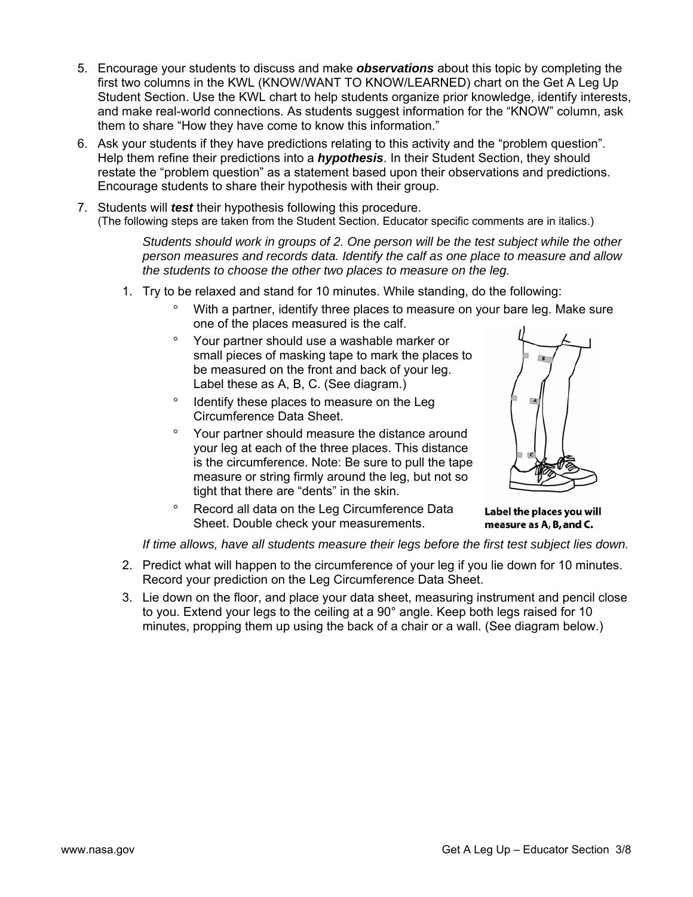5. Encourage your students to discuss and make ***observations*** about this topic by completing the first two columns in the KWL (KNOW/WANT TO KNOW/LEARNED) chart on the Get A Leg Up Student Section. Use the KWL chart to help students organize prior knowledge, identify interests, and make real-world connections. As students suggest information for the "KNOW" column, ask them to share "How they have come to know this information."

6. Ask your students if they have predictions relating to this activity and the "problem question". Help them refine their predictions into a ***hypothesis***. In their Student Section, they should restate the "problem question" as a statement based upon their observations and predictions. Encourage students to share their hypothesis with their group.

7. Students will ***test*** their hypothesis following this procedure.
   (The following steps are taken from the Student Section. Educator specific comments are in italics.)

   *Students should work in groups of 2. One person will be the test subject while the other person measures and records data. Identify the calf as one place to measure and allow the students to choose the other two places to measure on the leg.*

   1. Try to be relaxed and stand for 10 minutes. While standing, do the following:
      - With a partner, identify three places to measure on your bare leg. Make sure one of the places measured is the calf.
      - Your partner should use a washable marker or small pieces of masking tape to mark the places to be measured on the front and back of your leg. Label these as A, B, C. (See diagram.)
      - Identify these places to measure on the Leg Circumference Data Sheet.
      - Your partner should measure the distance around your leg at each of the three places. This distance is the circumference. Note: Be sure to pull the tape measure or string firmly around the leg, but not so tight that there are "dents" in the skin.
      - Record all data on the Leg Circumference Data Sheet. Double check your measurements.

      **Label the places you will measure as A, B, and C.**

      *If time allows, have all students measure their legs before the first test subject lies down.*

   2. Predict what will happen to the circumference of your leg if you lie down for 10 minutes. Record your prediction on the Leg Circumference Data Sheet.

   3. Lie down on the floor, and place your data sheet, measuring instrument and pencil close to you. Extend your legs to the ceiling at a 90° angle. Keep both legs raised for 10 minutes, propping them up using the back of a chair or a wall. (See diagram below.)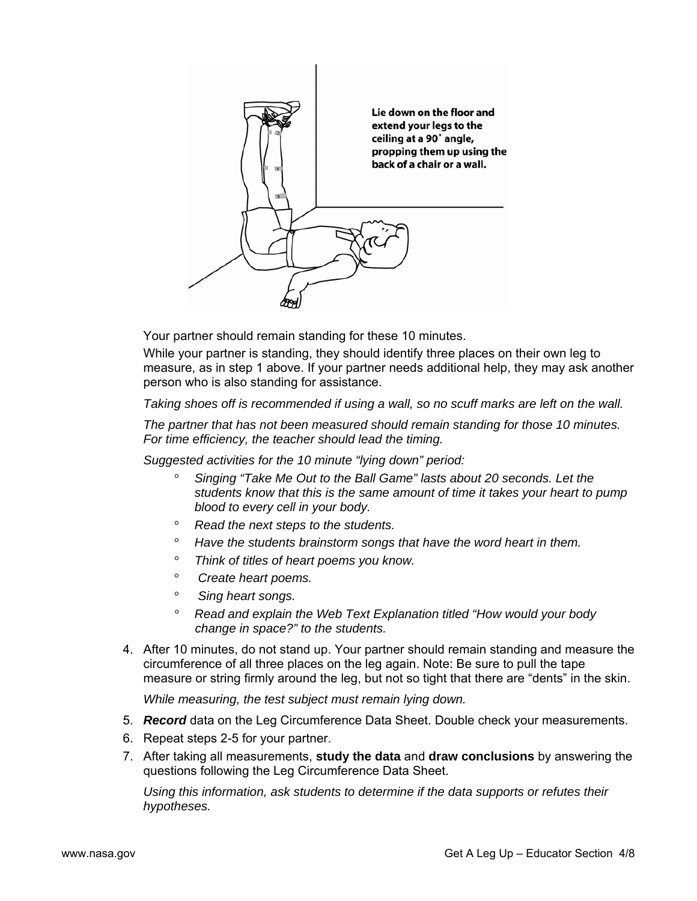Lie down on the floor and extend your legs to the ceiling at a 90˚ angle, propping them up using the back of a chair or a wall.

Your partner should remain standing for these 10 minutes.

While your partner is standing, they should identify three places on their own leg to measure, as in step 1 above. If your partner needs additional help, they may ask another person who is also standing for assistance.

*Taking shoes off is recommended if using a wall, so no scuff marks are left on the wall.*

*The partner that has not been measured should remain standing for those 10 minutes. For time efficiency, the teacher should lead the timing.*

*Suggested activities for the 10 minute "lying down" period:*

- *Singing "Take Me Out to the Ball Game" lasts about 20 seconds. Let the students know that this is the same amount of time it takes your heart to pump blood to every cell in your body.*
- *Read the next steps to the students.*
- *Have the students brainstorm songs that have the word heart in them.*
- *Think of titles of heart poems you know.*
- *Create heart poems.*
- *Sing heart songs.*
- *Read and explain the Web Text Explanation titled "How would your body change in space?" to the students.*

4. After 10 minutes, do not stand up. Your partner should remain standing and measure the circumference of all three places on the leg again. Note: Be sure to pull the tape measure or string firmly around the leg, but not so tight that there are "dents" in the skin.

   *While measuring, the test subject must remain lying down.*

5. ***Record*** data on the Leg Circumference Data Sheet. Double check your measurements.
6. Repeat steps 2-5 for your partner.
7. After taking all measurements, **study the data** and **draw conclusions** by answering the questions following the Leg Circumference Data Sheet.

   *Using this information, ask students to determine if the data supports or refutes their hypotheses.*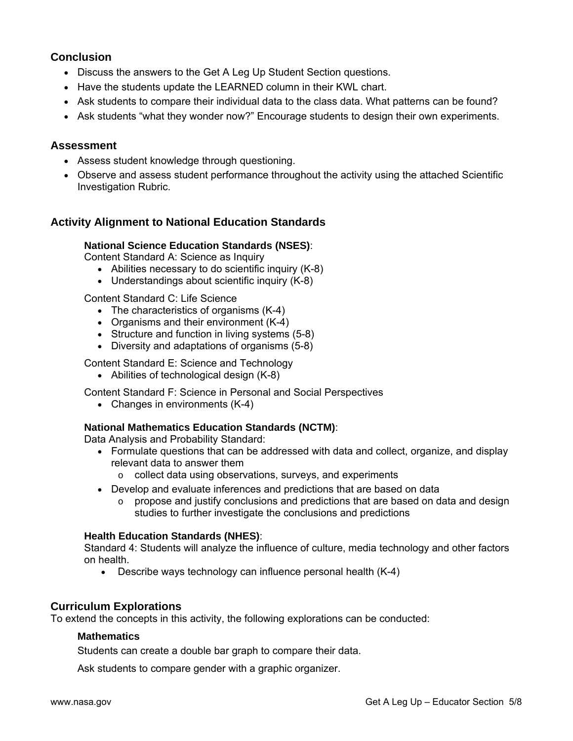## Conclusion

- Discuss the answers to the Get A Leg Up Student Section questions.
- Have the students update the LEARNED column in their KWL chart.
- Ask students to compare their individual data to the class data. What patterns can be found?
- Ask students "what they wonder now?" Encourage students to design their own experiments.

## Assessment

- Assess student knowledge through questioning.
- Observe and assess student performance throughout the activity using the attached Scientific Investigation Rubric.

## Activity Alignment to National Education Standards

**National Science Education Standards (NSES)**:

Content Standard A: Science as Inquiry

- Abilities necessary to do scientific inquiry (K-8)
- Understandings about scientific inquiry (K-8)

Content Standard C: Life Science

- The characteristics of organisms (K-4)
- Organisms and their environment (K-4)
- Structure and function in living systems (5-8)
- Diversity and adaptations of organisms (5-8)

Content Standard E: Science and Technology

- Abilities of technological design (K-8)

Content Standard F: Science in Personal and Social Perspectives

- Changes in environments (K-4)

**National Mathematics Education Standards (NCTM)**:

Data Analysis and Probability Standard:

- Formulate questions that can be addressed with data and collect, organize, and display relevant data to answer them
  - collect data using observations, surveys, and experiments
- Develop and evaluate inferences and predictions that are based on data
  - propose and justify conclusions and predictions that are based on data and design studies to further investigate the conclusions and predictions

**Health Education Standards (NHES)**:

Standard 4: Students will analyze the influence of culture, media technology and other factors on health.

- Describe ways technology can influence personal health (K-4)

## Curriculum Explorations

To extend the concepts in this activity, the following explorations can be conducted:

**Mathematics**

Students can create a double bar graph to compare their data.

Ask students to compare gender with a graphic organizer.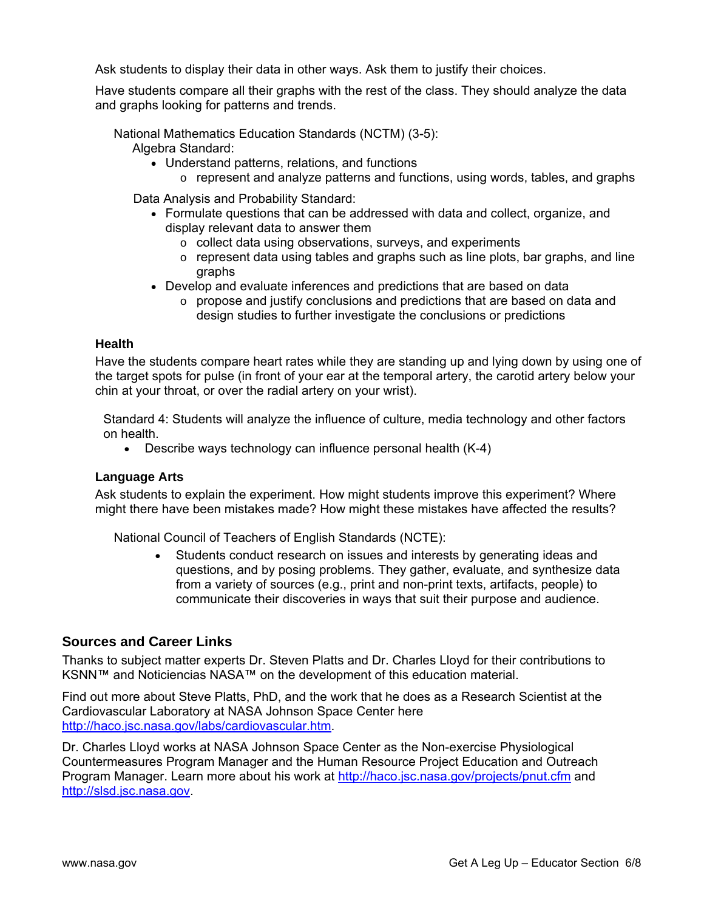Ask students to display their data in other ways. Ask them to justify their choices.

Have students compare all their graphs with the rest of the class. They should analyze the data and graphs looking for patterns and trends.

National Mathematics Education Standards (NCTM) (3-5):

Algebra Standard:

- Understand patterns, relations, and functions
  - represent and analyze patterns and functions, using words, tables, and graphs

Data Analysis and Probability Standard:

- Formulate questions that can be addressed with data and collect, organize, and display relevant data to answer them
  - collect data using observations, surveys, and experiments
  - represent data using tables and graphs such as line plots, bar graphs, and line graphs
- Develop and evaluate inferences and predictions that are based on data
  - propose and justify conclusions and predictions that are based on data and design studies to further investigate the conclusions or predictions

### Health

Have the students compare heart rates while they are standing up and lying down by using one of the target spots for pulse (in front of your ear at the temporal artery, the carotid artery below your chin at your throat, or over the radial artery on your wrist).

Standard 4: Students will analyze the influence of culture, media technology and other factors on health.

- Describe ways technology can influence personal health (K-4)

### Language Arts

Ask students to explain the experiment. How might students improve this experiment? Where might there have been mistakes made? How might these mistakes have affected the results?

National Council of Teachers of English Standards (NCTE):

- Students conduct research on issues and interests by generating ideas and questions, and by posing problems. They gather, evaluate, and synthesize data from a variety of sources (e.g., print and non-print texts, artifacts, people) to communicate their discoveries in ways that suit their purpose and audience.

## Sources and Career Links

Thanks to subject matter experts Dr. Steven Platts and Dr. Charles Lloyd for their contributions to KSNN™ and Noticiencias NASA™ on the development of this education material.

Find out more about Steve Platts, PhD, and the work that he does as a Research Scientist at the Cardiovascular Laboratory at NASA Johnson Space Center here http://haco.jsc.nasa.gov/labs/cardiovascular.htm.

Dr. Charles Lloyd works at NASA Johnson Space Center as the Non-exercise Physiological Countermeasures Program Manager and the Human Resource Project Education and Outreach Program Manager. Learn more about his work at http://haco.jsc.nasa.gov/projects/pnut.cfm and http://slsd.jsc.nasa.gov.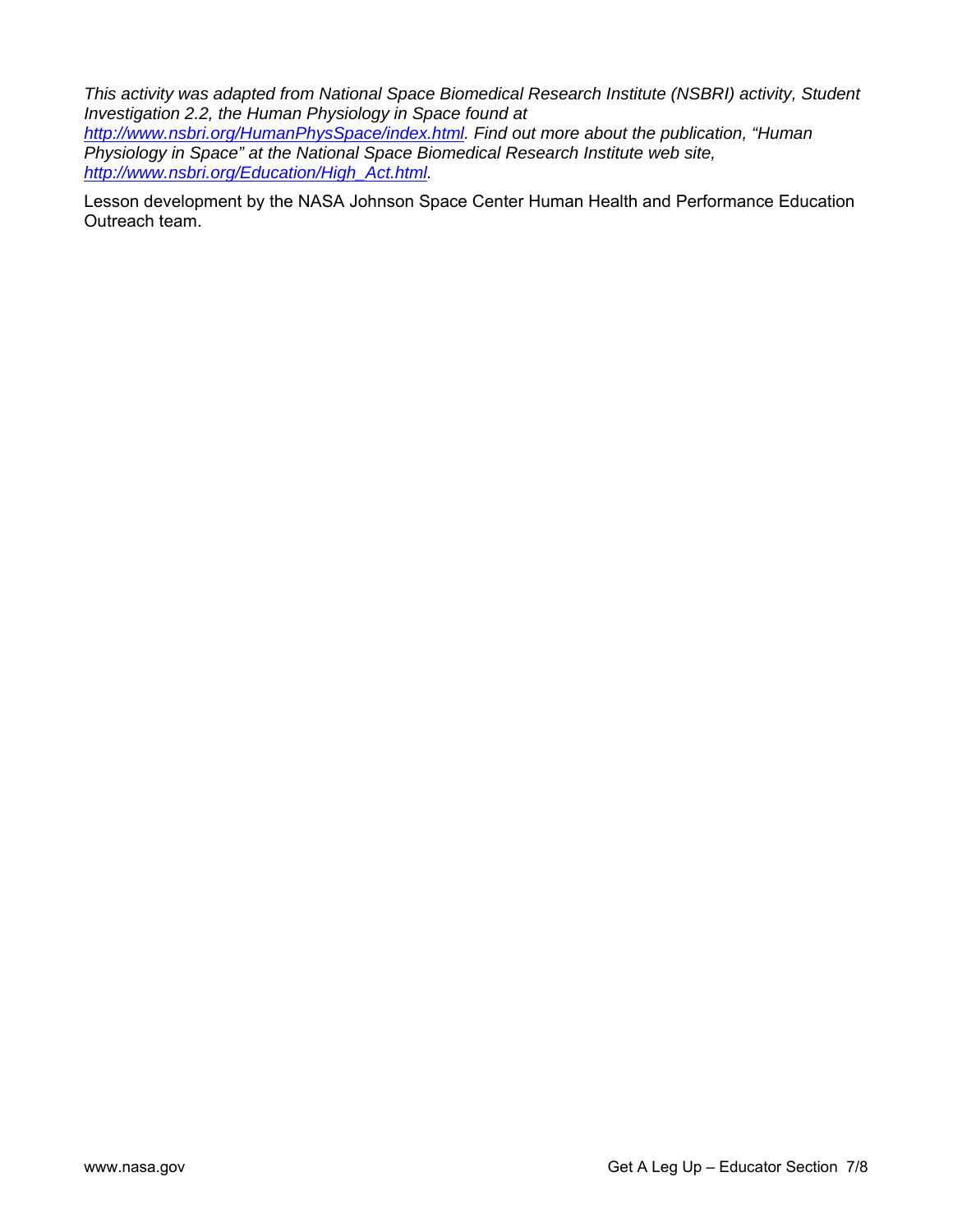*This activity was adapted from National Space Biomedical Research Institute (NSBRI) activity, Student Investigation 2.2, the Human Physiology in Space found at [http://www.nsbri.org/HumanPhysSpace/index.html](http://www.nsbri.org/HumanPhysSpace/index.html). Find out more about the publication, "Human Physiology in Space" at the National Space Biomedical Research Institute web site, [http://www.nsbri.org/Education/High_Act.html](http://www.nsbri.org/Education/High_Act.html).*

Lesson development by the NASA Johnson Space Center Human Health and Performance Education Outreach team.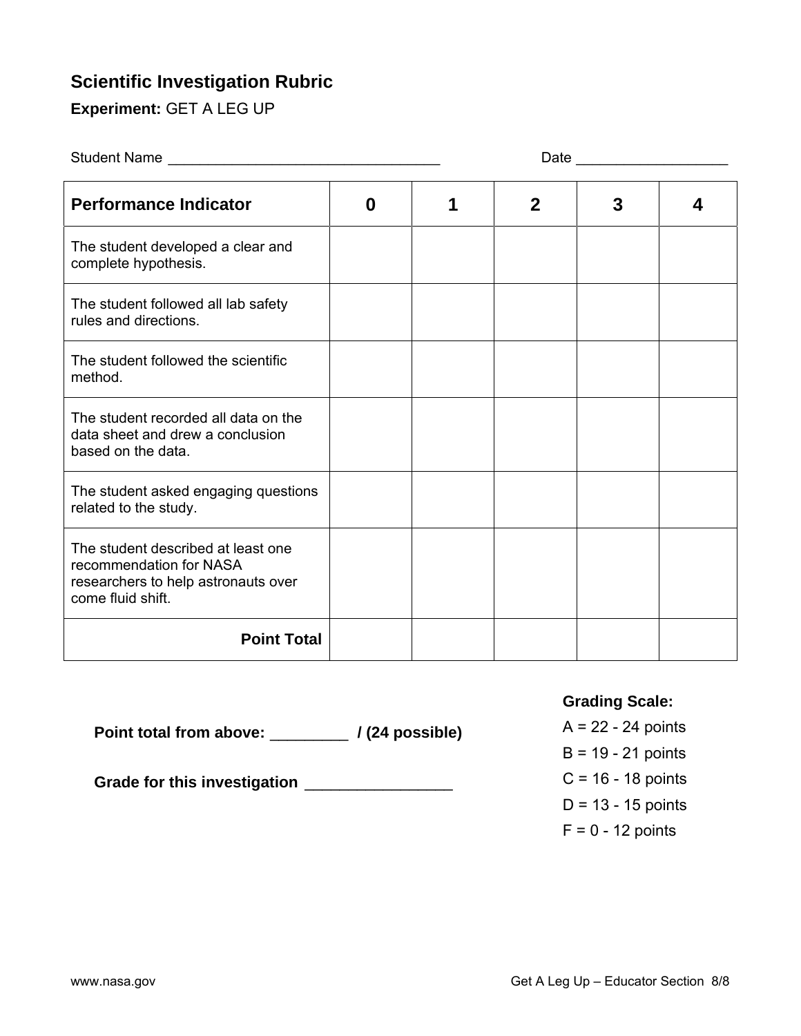## Scientific Investigation Rubric

**Experiment:** GET A LEG UP

Student Name ________________________________ Date __________________

| **Performance Indicator** | **0** | **1** | **2** | **3** | **4** |
|---|---|---|---|---|---|
| The student developed a clear and complete hypothesis. | | | | | |
| The student followed all lab safety rules and directions. | | | | | |
| The student followed the scientific method. | | | | | |
| The student recorded all data on the data sheet and drew a conclusion based on the data. | | | | | |
| The student asked engaging questions related to the study. | | | | | |
| The student described at least one recommendation for NASA researchers to help astronauts over come fluid shift. | | | | | |
| **Point Total** | | | | | |

**Point total from above:** _________ **/ (24 possible)**

**Grade for this investigation** ________________

**Grading Scale:**

A = 22 - 24 points

B = 19 - 21 points

C = 16 - 18 points

D = 13 - 15 points

F = 0 - 12 points